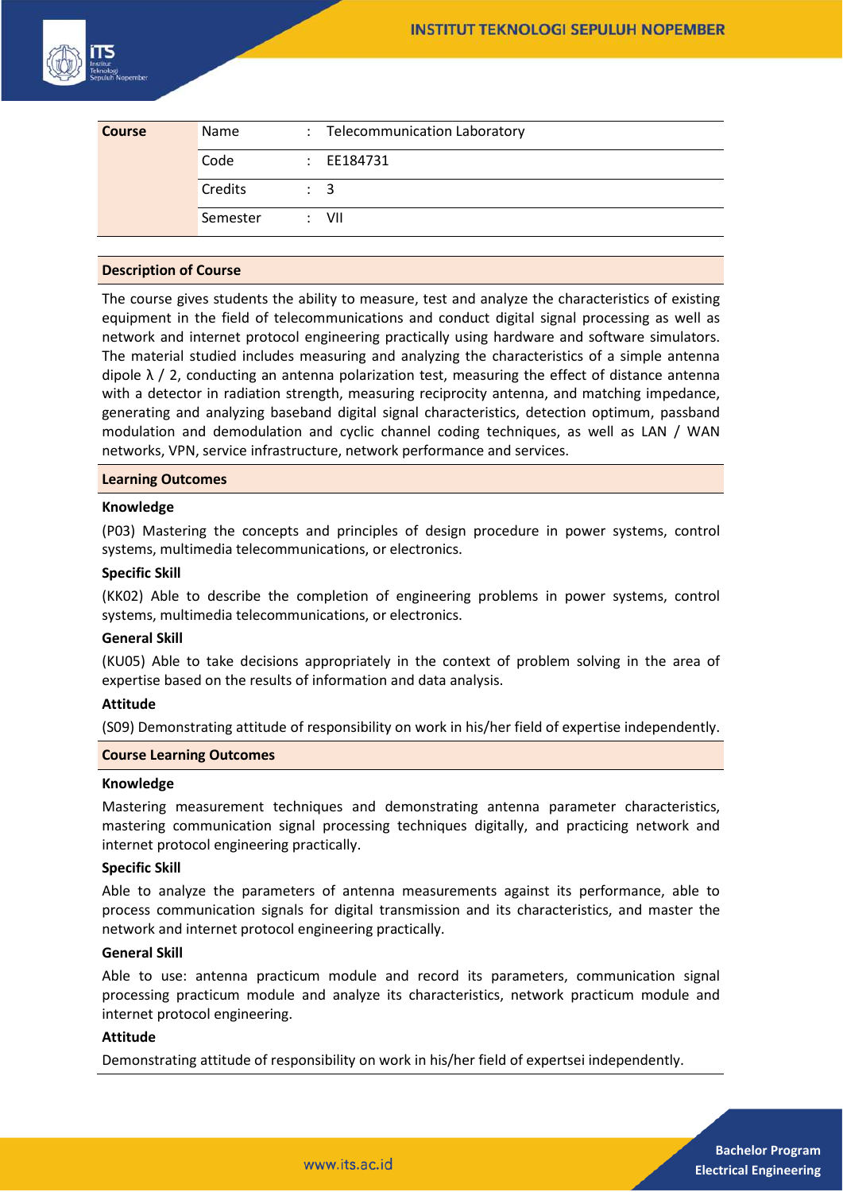| Course | Name | : | Telecommunication Laboratory |
|---|---|---|---|
| | Code | : | EE184731 |
| | Credits | : | 3 |
| | Semester | : | VII |

## Description of Course

The course gives students the ability to measure, test and analyze the characteristics of existing equipment in the field of telecommunications and conduct digital signal processing as well as network and internet protocol engineering practically using hardware and software simulators. The material studied includes measuring and analyzing the characteristics of a simple antenna dipole λ / 2, conducting an antenna polarization test, measuring the effect of distance antenna with a detector in radiation strength, measuring reciprocity antenna, and matching impedance, generating and analyzing baseband digital signal characteristics, detection optimum, passband modulation and demodulation and cyclic channel coding techniques, as well as LAN / WAN networks, VPN, service infrastructure, network performance and services.

## Learning Outcomes

### Knowledge

(P03) Mastering the concepts and principles of design procedure in power systems, control systems, multimedia telecommunications, or electronics.

### Specific Skill

(KK02) Able to describe the completion of engineering problems in power systems, control systems, multimedia telecommunications, or electronics.

### General Skill

(KU05) Able to take decisions appropriately in the context of problem solving in the area of expertise based on the results of information and data analysis.

### Attitude

(S09) Demonstrating attitude of responsibility on work in his/her field of expertise independently.

## Course Learning Outcomes

### Knowledge

Mastering measurement techniques and demonstrating antenna parameter characteristics, mastering communication signal processing techniques digitally, and practicing network and internet protocol engineering practically.

### Specific Skill

Able to analyze the parameters of antenna measurements against its performance, able to process communication signals for digital transmission and its characteristics, and master the network and internet protocol engineering practically.

### General Skill

Able to use: antenna practicum module and record its parameters, communication signal processing practicum module and analyze its characteristics, network practicum module and internet protocol engineering.

### Attitude

Demonstrating attitude of responsibility on work in his/her field of expertsei independently.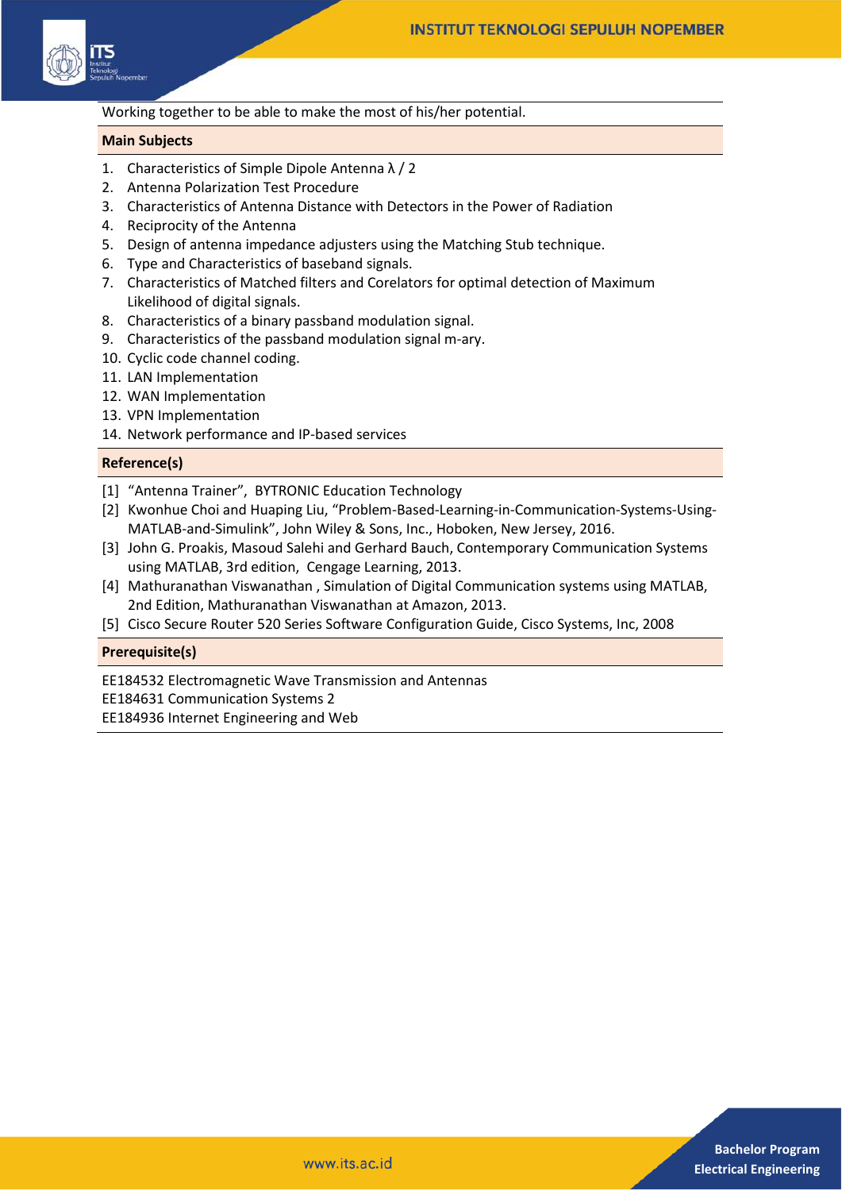Working together to be able to make the most of his/her potential.

**Main Subjects**

1. Characteristics of Simple Dipole Antenna λ / 2
2. Antenna Polarization Test Procedure
3. Characteristics of Antenna Distance with Detectors in the Power of Radiation
4. Reciprocity of the Antenna
5. Design of antenna impedance adjusters using the Matching Stub technique.
6. Type and Characteristics of baseband signals.
7. Characteristics of Matched filters and Corelators for optimal detection of Maximum Likelihood of digital signals.
8. Characteristics of a binary passband modulation signal.
9. Characteristics of the passband modulation signal m-ary.
10. Cyclic code channel coding.
11. LAN Implementation
12. WAN Implementation
13. VPN Implementation
14. Network performance and IP-based services

**Reference(s)**

[1] "Antenna Trainer", BYTRONIC Education Technology
[2] Kwonhue Choi and Huaping Liu, "Problem-Based-Learning-in-Communication-Systems-Using-MATLAB-and-Simulink", John Wiley & Sons, Inc., Hoboken, New Jersey, 2016.
[3] John G. Proakis, Masoud Salehi and Gerhard Bauch, Contemporary Communication Systems using MATLAB, 3rd edition, Cengage Learning, 2013.
[4] Mathuranathan Viswanathan , Simulation of Digital Communication systems using MATLAB, 2nd Edition, Mathuranathan Viswanathan at Amazon, 2013.
[5] Cisco Secure Router 520 Series Software Configuration Guide, Cisco Systems, Inc, 2008

**Prerequisite(s)**

EE184532 Electromagnetic Wave Transmission and Antennas
EE184631 Communication Systems 2
EE184936 Internet Engineering and Web